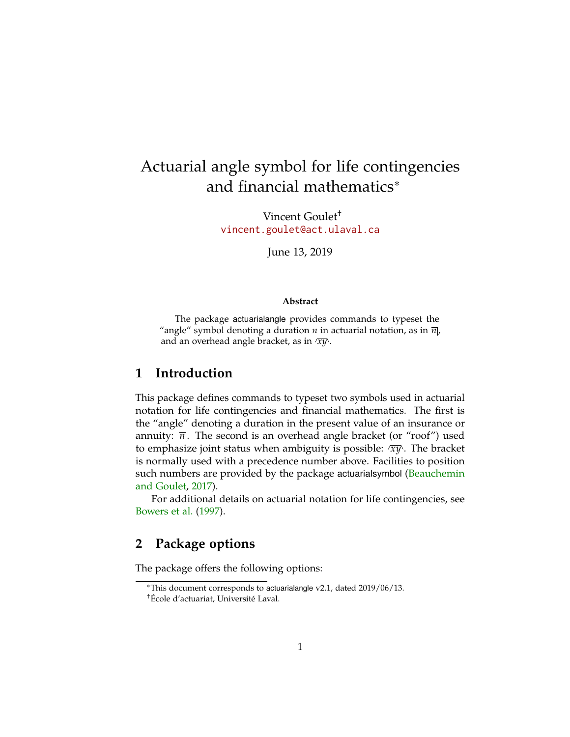# Actuarial angle symbol for life contingencies and financial mathematics[*]

Vincent Goulet[†]
vincent.goulet@act.ulaval.ca

June 13, 2019

**Abstract**

The package actuarialangle provides commands to typeset the "angle" symbol denoting a duration $n$ in actuarial notation, as in $\overline{n|}$, and an overhead angle bracket, as in $\widehat{xy}$.

## 1 Introduction

This package defines commands to typeset two symbols used in actuarial notation for life contingencies and financial mathematics. The first is the "angle" denoting a duration in the present value of an insurance or annuity: $\overline{n|}$. The second is an overhead angle bracket (or "roof") used to emphasize joint status when ambiguity is possible: $\widehat{xy}$. The bracket is normally used with a precedence number above. Facilities to position such numbers are provided by the package actuarialsymbol (Beauchemin and Goulet, 2017).

For additional details on actuarial notation for life contingencies, see Bowers et al. (1997).

## 2 Package options

The package offers the following options:

[*]This document corresponds to actuarialangle v2.1, dated 2019/06/13.
[†]École d'actuariat, Université Laval.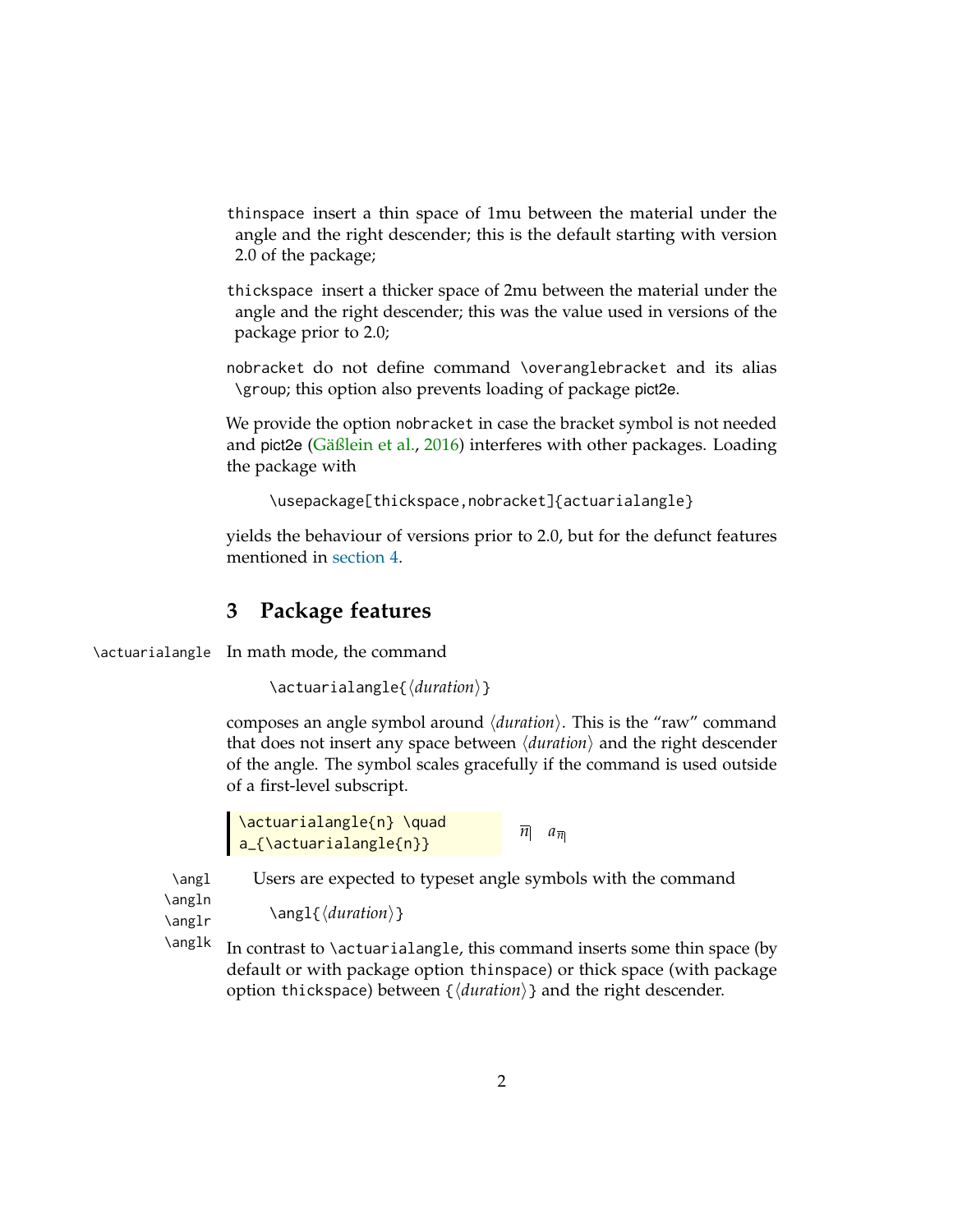`thinspace` insert a thin space of 1mu between the material under the angle and the right descender; this is the default starting with version 2.0 of the package;

`thickspace` insert a thicker space of 2mu between the material under the angle and the right descender; this was the value used in versions of the package prior to 2.0;

`nobracket` do not define command `\overanglebracket` and its alias `\group`; this option also prevents loading of package pict2e.

We provide the option `nobracket` in case the bracket symbol is not needed and pict2e (Gäßlein et al., 2016) interferes with other packages. Loading the package with

```
\usepackage[thickspace,nobracket]{actuarialangle}
```

yields the behaviour of versions prior to 2.0, but for the defunct features mentioned in section 4.

## 3 Package features

`\actuarialangle`

In math mode, the command

```
\actuarialangle{⟨duration⟩}
```

composes an angle symbol around ⟨*duration*⟩. This is the "raw" command that does not insert any space between ⟨*duration*⟩ and the right descender of the angle. The symbol scales gracefully if the command is used outside of a first-level subscript.

```
\actuarialangle{n} \quad
a_{\actuarialangle{n}}
```

$\overline{n|}$ $\quad a_{\overline{n|}}$

`\angl` `\angln` `\anglr` `\anglk`

Users are expected to typeset angle symbols with the command

```
\angl{⟨duration⟩}
```

In contrast to `\actuarialangle`, this command inserts some thin space (by default or with package option `thinspace`) or thick space (with package option `thickspace`) between `{`⟨*duration*⟩`}` and the right descender.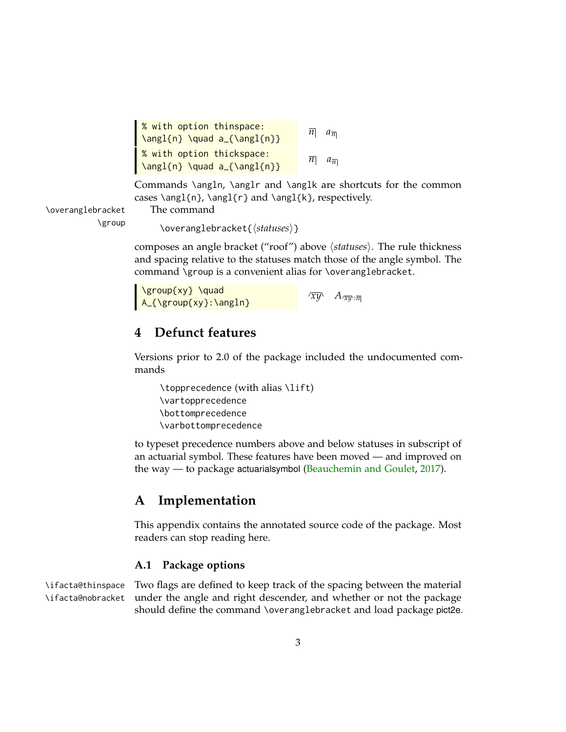```
% with option thinspace:
\angl{n} \quad a_{\angl{n}}
```

$\angl{n} \quad a_{\angl{n}}$

```
% with option thickspace:
\angl{n} \quad a_{\angl{n}}
```

$\angl{n} \quad a_{\angl{n}}$

Commands `\angln`, `\anglr` and `\anglk` are shortcuts for the common cases `\angl{n}`, `\angl{r}` and `\angl{k}`, respectively.

`\overanglebracket`
`\group`

The command

`\overanglebracket{`⟨*statuses*⟩`}`

composes an angle bracket ("roof") above ⟨*statuses*⟩. The rule thickness and spacing relative to the statuses match those of the angle symbol. The command `\group` is a convenient alias for `\overanglebracket`.

```
\group{xy} \quad
A_{\group{xy}:\angln}
```

$\group{xy} \quad A_{\group{xy}:\angln}$

## 4 Defunct features

Versions prior to 2.0 of the package included the undocumented commands

`\topprecedence` (with alias `\lift`)
`\vartopprecedence`
`\bottomprecedence`
`\varbottomprecedence`

to typeset precedence numbers above and below statuses in subscript of an actuarial symbol. These features have been moved — and improved on the way — to package actuarialsymbol (Beauchemin and Goulet, 2017).

## A Implementation

This appendix contains the annotated source code of the package. Most readers can stop reading here.

### A.1 Package options

`\ifacta@thinspace`
`\ifacta@nobracket`

Two flags are defined to keep track of the spacing between the material under the angle and right descender, and whether or not the package should define the command `\overanglebracket` and load package pict2e.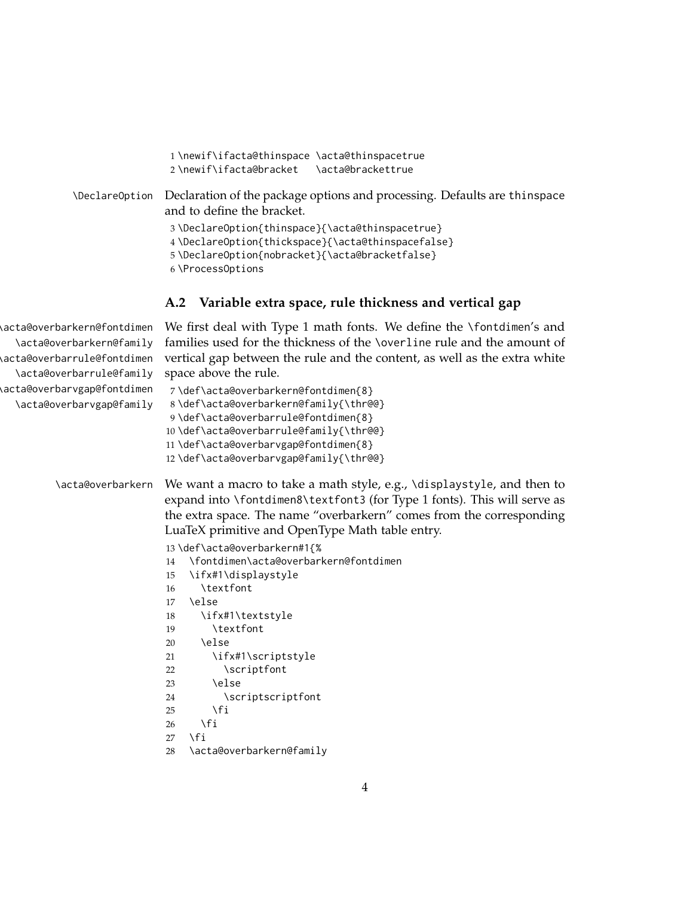```
1 \newif\ifacta@thinspace \acta@thinspacetrue
2 \newif\ifacta@bracket   \acta@brackettrue
```

\DeclareOption Declaration of the package options and processing. Defaults are thinspace and to define the bracket.

```
3 \DeclareOption{thinspace}{\acta@thinspacetrue}
4 \DeclareOption{thickspace}{\acta@thinspacefalse}
5 \DeclareOption{nobracket}{\acta@bracketfalse}
6 \ProcessOptions
```

## A.2 Variable extra space, rule thickness and vertical gap

\acta@overbarkern@fontdimen
\acta@overbarkern@family
\acta@overbarrule@fontdimen
\acta@overbarrule@family
\acta@overbarvgap@fontdimen
\acta@overbarvgap@family

We first deal with Type 1 math fonts. We define the \fontdimen's and families used for the thickness of the \overline rule and the amount of vertical gap between the rule and the content, as well as the extra white space above the rule.

```
7 \def\acta@overbarkern@fontdimen{8}
8 \def\acta@overbarkern@family{\thr@@}
9 \def\acta@overbarrule@fontdimen{8}
10 \def\acta@overbarrule@family{\thr@@}
11 \def\acta@overbarvgap@fontdimen{8}
12 \def\acta@overbarvgap@family{\thr@@}
```

\acta@overbarkern We want a macro to take a math style, e.g., \displaystyle, and then to expand into \fontdimen8\textfont3 (for Type 1 fonts). This will serve as the extra space. The name "overbarkern" comes from the corresponding LuaTeX primitive and OpenType Math table entry.

```
13 \def\acta@overbarkern#1{%
14   \fontdimen\acta@overbarkern@fontdimen
15   \ifx#1\displaystyle
16     \textfont
17   \else
18     \ifx#1\textstyle
19       \textfont
20     \else
21       \ifx#1\scriptstyle
22         \scriptfont
23       \else
24         \scriptscriptfont
25       \fi
26     \fi
27   \fi
28   \acta@overbarkern@family
```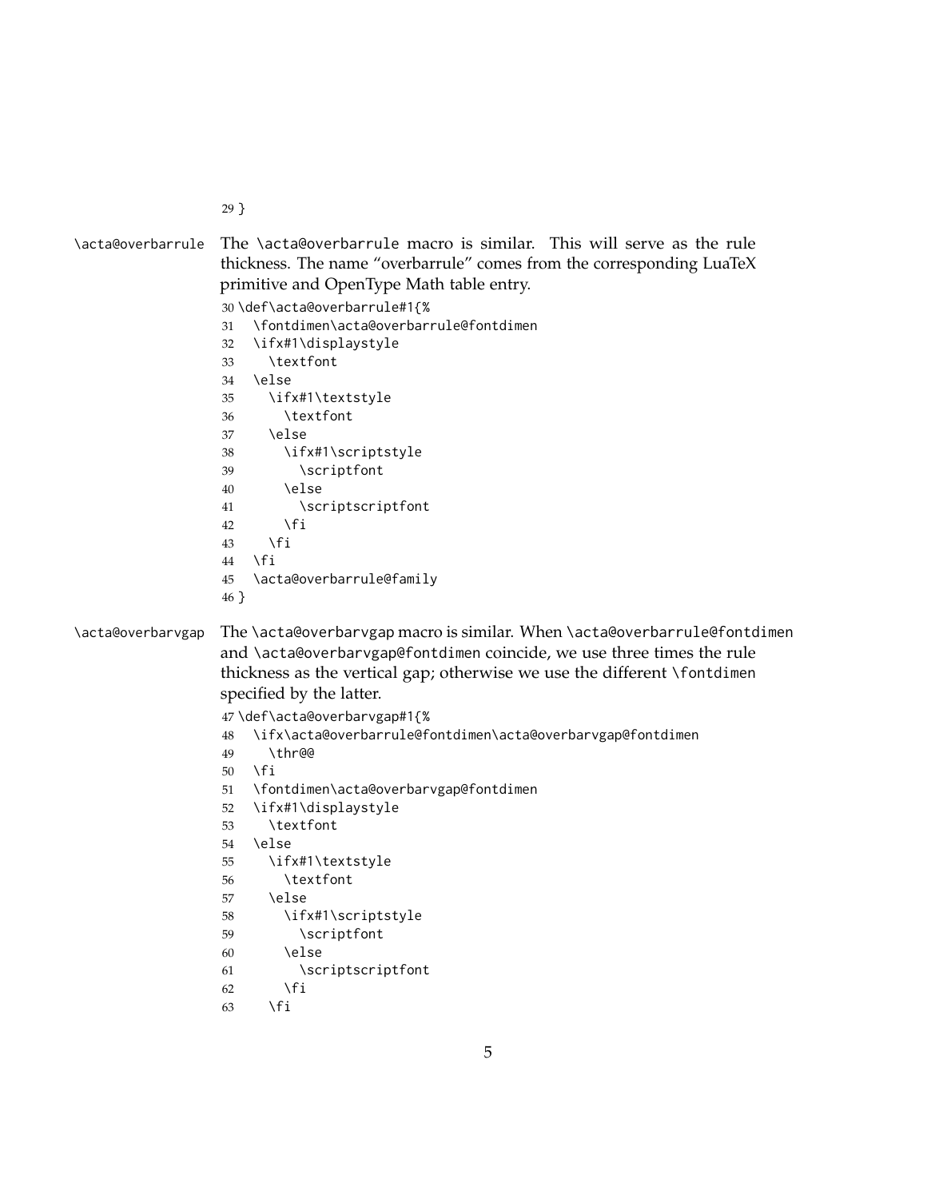```
29 }
```

`\acta@overbarrule` The `\acta@overbarrule` macro is similar. This will serve as the rule thickness. The name "overbarrule" comes from the corresponding LuaTeX primitive and OpenType Math table entry.

```
30 \def\acta@overbarrule#1{%
31   \fontdimen\acta@overbarrule@fontdimen
32   \ifx#1\displaystyle
33     \textfont
34   \else
35     \ifx#1\textstyle
36       \textfont
37     \else
38       \ifx#1\scriptstyle
39         \scriptfont
40       \else
41         \scriptscriptfont
42       \fi
43     \fi
44   \fi
45   \acta@overbarrule@family
46 }
```

`\acta@overbarvgap` The `\acta@overbarvgap` macro is similar. When `\acta@overbarrule@fontdimen` and `\acta@overbarvgap@fontdimen` coincide, we use three times the rule thickness as the vertical gap; otherwise we use the different `\fontdimen` specified by the latter.

```
47 \def\acta@overbarvgap#1{%
48   \ifx\acta@overbarrule@fontdimen\acta@overbarvgap@fontdimen
49     \thr@@
50   \fi
51   \fontdimen\acta@overbarvgap@fontdimen
52   \ifx#1\displaystyle
53     \textfont
54   \else
55     \ifx#1\textstyle
56       \textfont
57     \else
58       \ifx#1\scriptstyle
59         \scriptfont
60       \else
61         \scriptscriptfont
62       \fi
63     \fi
```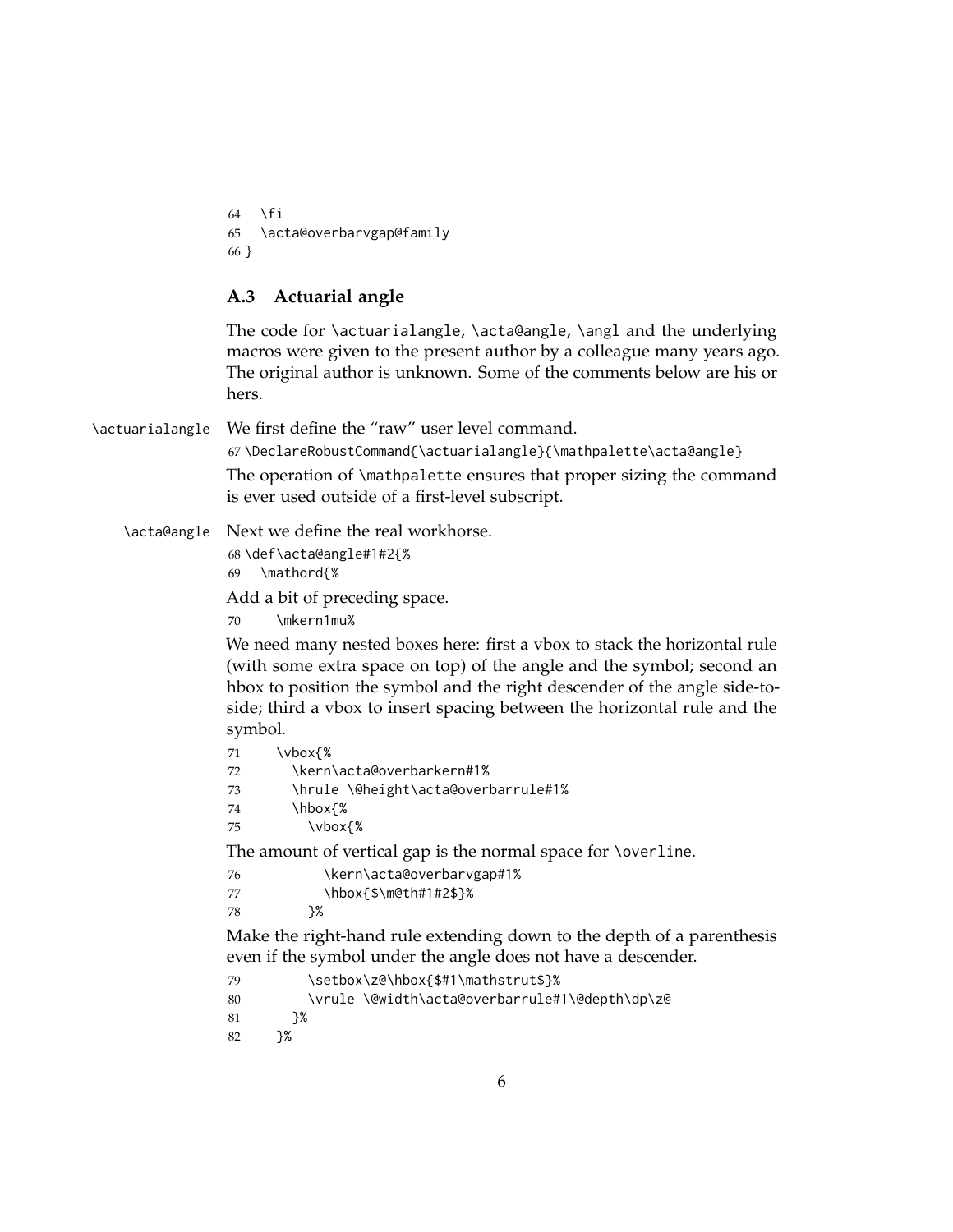```
64   \fi
65   \acta@overbarvgap@family
66 }
```

### A.3 Actuarial angle

The code for \actuarialangle, \acta@angle, \angl and the underlying macros were given to the present author by a colleague many years ago. The original author is unknown. Some of the comments below are his or hers.

\actuarialangle We first define the "raw" user level command.

```
67 \DeclareRobustCommand{\actuarialangle}{\mathpalette\acta@angle}
```

The operation of \mathpalette ensures that proper sizing the command is ever used outside of a first-level subscript.

\acta@angle Next we define the real workhorse.

```
68 \def\acta@angle#1#2{%
69   \mathord{%
```

Add a bit of preceding space.

```
70     \mkern1mu%
```

We need many nested boxes here: first a vbox to stack the horizontal rule (with some extra space on top) of the angle and the symbol; second an hbox to position the symbol and the right descender of the angle side-to-side; third a vbox to insert spacing between the horizontal rule and the symbol.

```
71     \vbox{%
72       \kern\acta@overbarkern#1%
73       \hrule \@height\acta@overbarrule#1%
74       \hbox{%
75         \vbox{%
```

The amount of vertical gap is the normal space for \overline.

```
76           \kern\acta@overbarvgap#1%
77           \hbox{$\m@th#1#2$}%
78         }%
```

Make the right-hand rule extending down to the depth of a parenthesis even if the symbol under the angle does not have a descender.

```
79         \setbox\z@\hbox{$#1\mathstrut$}%
80         \vrule \@width\acta@overbarrule#1\@depth\dp\z@
81       }%
82     }%
```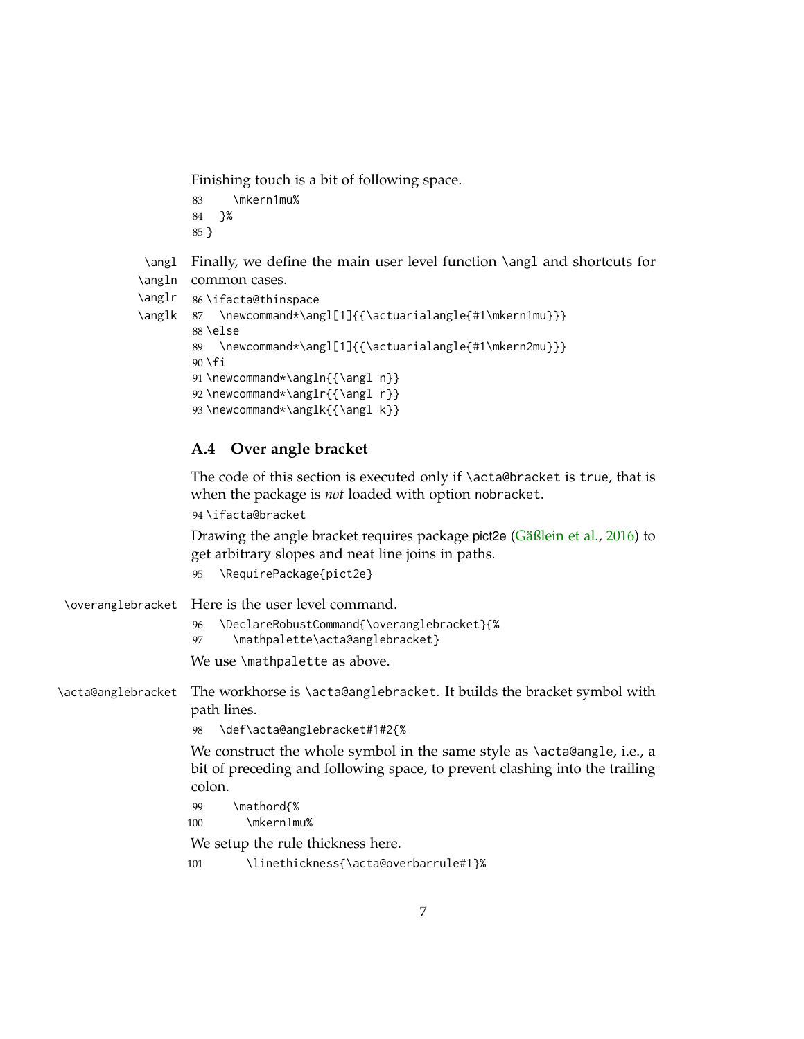Finishing touch is a bit of following space.

```
83     \mkern1mu%
84   }%
85 }
```

\angl \angln \anglr \anglk Finally, we define the main user level function `\angl` and shortcuts for common cases.

```
86 \ifacta@thinspace
87   \newcommand*\angl[1]{{\actuarialangle{#1\mkern1mu}}}
88 \else
89   \newcommand*\angl[1]{{\actuarialangle{#1\mkern2mu}}}
90 \fi
91 \newcommand*\angln{{\angl n}}
92 \newcommand*\anglr{{\angl r}}
93 \newcommand*\anglk{{\angl k}}
```

## A.4 Over angle bracket

The code of this section is executed only if `\acta@bracket` is `true`, that is when the package is *not* loaded with option `nobracket`.

```
94 \ifacta@bracket
```

Drawing the angle bracket requires package pict2e (Gäßlein et al., 2016) to get arbitrary slopes and neat line joins in paths.

```
95   \RequirePackage{pict2e}
```

\overanglebracket Here is the user level command.

```
96   \DeclareRobustCommand{\overanglebracket}{%
97     \mathpalette\acta@anglebracket}
```

We use `\mathpalette` as above.

\acta@anglebracket The workhorse is `\acta@anglebracket`. It builds the bracket symbol with path lines.

```
98   \def\acta@anglebracket#1#2{%
```

We construct the whole symbol in the same style as `\acta@angle`, i.e., a bit of preceding and following space, to prevent clashing into the trailing colon.

```
99     \mathord{%
100      \mkern1mu%
```

We setup the rule thickness here.

```
101      \linethickness{\acta@overbarrule#1}%
```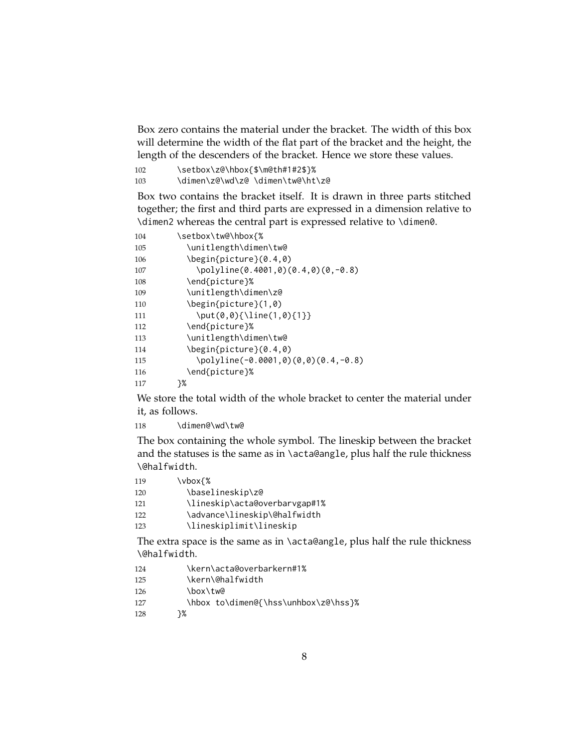Box zero contains the material under the bracket. The width of this box will determine the width of the flat part of the bracket and the height, the length of the descenders of the bracket. Hence we store these values.

```
102       \setbox\z@\hbox{$\m@th#1#2$}%
103       \dimen\z@\wd\z@ \dimen\tw@\ht\z@
```

Box two contains the bracket itself. It is drawn in three parts stitched together; the first and third parts are expressed in a dimension relative to `\dimen2` whereas the central part is expressed relative to `\dimen0`.

```
104       \setbox\tw@\hbox{%
105         \unitlength\dimen\tw@
106         \begin{picture}(0.4,0)
107           \polyline(0.4001,0)(0.4,0)(0,-0.8)
108         \end{picture}%
109         \unitlength\dimen\z@
110         \begin{picture}(1,0)
111           \put(0,0){\line(1,0){1}}
112         \end{picture}%
113         \unitlength\dimen\tw@
114         \begin{picture}(0.4,0)
115           \polyline(-0.0001,0)(0,0)(0.4,-0.8)
116         \end{picture}%
117       }%
```

We store the total width of the whole bracket to center the material under it, as follows.

```
118       \dimen@\wd\tw@
```

The box containing the whole symbol. The lineskip between the bracket and the statuses is the same as in `\acta@angle`, plus half the rule thickness `\@halfwidth`.

```
119       \vbox{%
120         \baselineskip\z@
121         \lineskip\acta@overbarvgap#1%
122         \advance\lineskip\@halfwidth
123         \lineskiplimit\lineskip
```

The extra space is the same as in `\acta@angle`, plus half the rule thickness `\@halfwidth`.

```
124         \kern\acta@overbarkern#1%
125         \kern\@halfwidth
126         \box\tw@
127         \hbox to\dimen@{\hss\unhbox\z@\hss}%
128       }%
```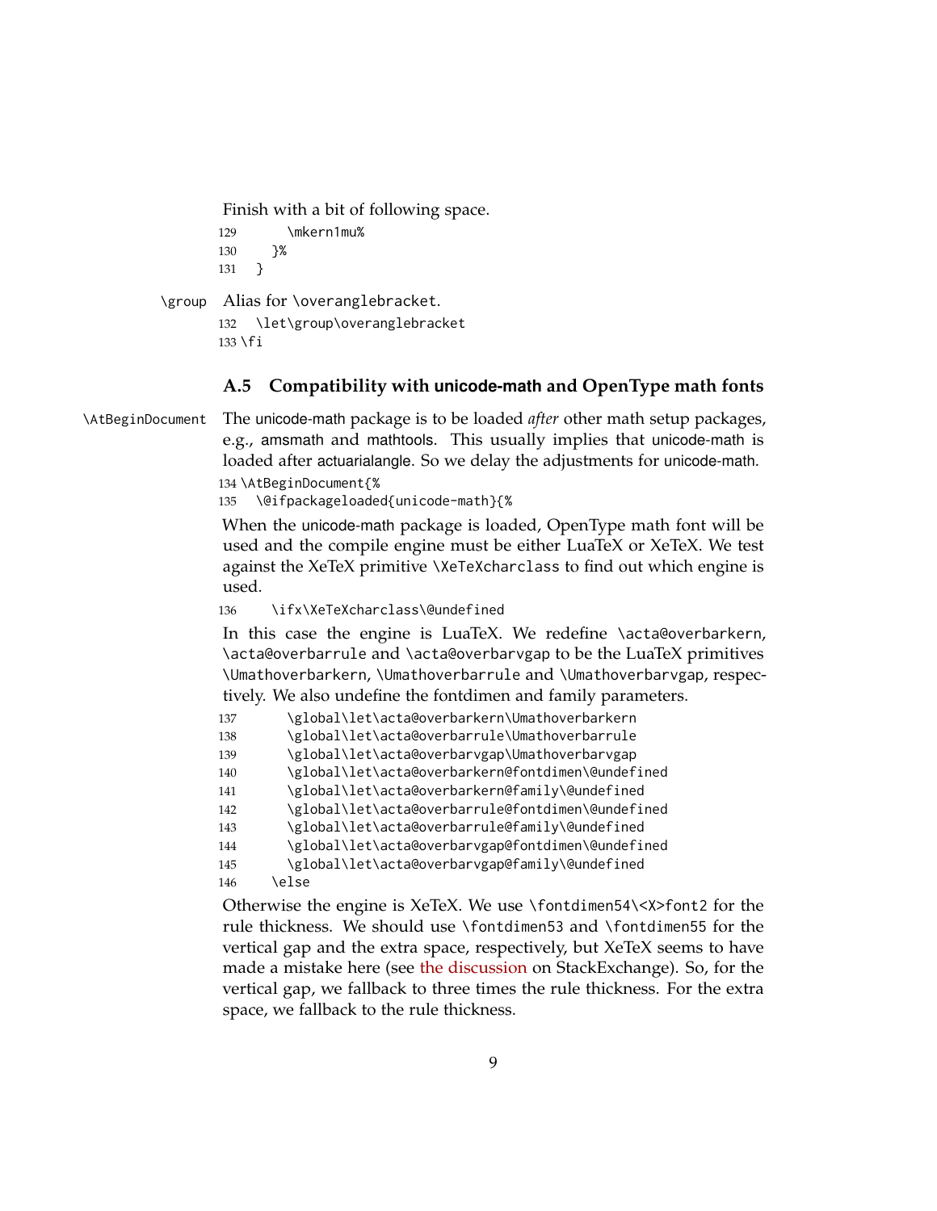Finish with a bit of following space.

```
129       \mkern1mu%
130     }%
131   }
```

\group Alias for \overanglebracket.

```
132   \let\group\overanglebracket
133 \fi
```

### A.5 Compatibility with unicode-math and OpenType math fonts

\AtBeginDocument The unicode-math package is to be loaded *after* other math setup packages, e.g., amsmath and mathtools. This usually implies that unicode-math is loaded after actuarialangle. So we delay the adjustments for unicode-math.

```
134 \AtBeginDocument{%
135   \@ifpackageloaded{unicode-math}{%
```

When the unicode-math package is loaded, OpenType math font will be used and the compile engine must be either LuaTeX or XeTeX. We test against the XeTeX primitive \XeTeXcharclass to find out which engine is used.

```
136     \ifx\XeTeXcharclass\@undefined
```

In this case the engine is LuaTeX. We redefine \acta@overbarkern, \acta@overbarrule and \acta@overbarvgap to be the LuaTeX primitives \Umathoverbarkern, \Umathoverbarrule and \Umathoverbarvgap, respectively. We also undefine the fontdimen and family parameters.

```
137       \global\let\acta@overbarkern\Umathoverbarkern
138       \global\let\acta@overbarrule\Umathoverbarrule
139       \global\let\acta@overbarvgap\Umathoverbarvgap
140       \global\let\acta@overbarkern@fontdimen\@undefined
141       \global\let\acta@overbarkern@family\@undefined
142       \global\let\acta@overbarrule@fontdimen\@undefined
143       \global\let\acta@overbarrule@family\@undefined
144       \global\let\acta@overbarvgap@fontdimen\@undefined
145       \global\let\acta@overbarvgap@family\@undefined
146     \else
```

Otherwise the engine is XeTeX. We use \fontdimen54\<X>font2 for the rule thickness. We should use \fontdimen53 and \fontdimen55 for the vertical gap and the extra space, respectively, but XeTeX seems to have made a mistake here (see the discussion on StackExchange). So, for the vertical gap, we fallback to three times the rule thickness. For the extra space, we fallback to the rule thickness.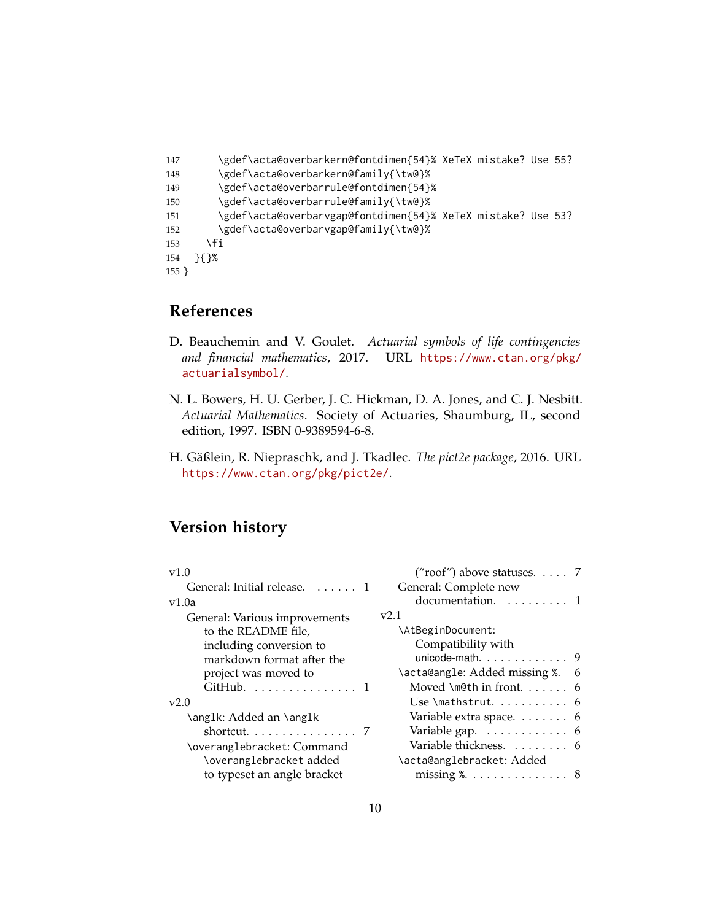```
147      \gdef\acta@overbarkern@fontdimen{54}% XeTeX mistake? Use 55?
148      \gdef\acta@overbarkern@family{\tw@}%
149      \gdef\acta@overbarrule@fontdimen{54}%
150      \gdef\acta@overbarrule@family{\tw@}%
151      \gdef\acta@overbarvgap@fontdimen{54}% XeTeX mistake? Use 53?
152      \gdef\acta@overbarvgap@family{\tw@}%
153    \fi
154  }{}%
155 }
```

## References

D. Beauchemin and V. Goulet. *Actuarial symbols of life contingencies and financial mathematics*, 2017. URL https://www.ctan.org/pkg/actuarialsymbol/.

N. L. Bowers, H. U. Gerber, J. C. Hickman, D. A. Jones, and C. J. Nesbitt. *Actuarial Mathematics*. Society of Actuaries, Shaumburg, IL, second edition, 1997. ISBN 0-9389594-6-8.

H. Gäßlein, R. Niepraschk, and J. Tkadlec. *The pict2e package*, 2016. URL https://www.ctan.org/pkg/pict2e/.

## Version history

v1.0
- General: Initial release. . . . . . . 1

v1.0a
- General: Various improvements to the README file, including conversion to markdown format after the project was moved to GitHub. . . . . . . . . . . . . . . . 1

v2.0
- `\anglk`: Added an `\anglk` shortcut. . . . . . . . . . . . . . . . 7
- `\overanglebracket`: Command `\overanglebracket` added to typeset an angle bracket ("roof") above statuses. . . . . 7
- General: Complete new documentation. . . . . . . . . . 1

v2.1
- `\AtBeginDocument`: Compatibility with unicode-math. . . . . . . . . . . . . 9
- `\acta@angle`: Added missing `%`. 6
  - Moved `\m@th` in front. . . . . . 6
  - Use `\mathstrut`. . . . . . . . . . . 6
  - Variable extra space. . . . . . . . 6
  - Variable gap. . . . . . . . . . . . . 6
  - Variable thickness. . . . . . . . . 6
- `\acta@anglebracket`: Added missing `%`. . . . . . . . . . . . . . . 8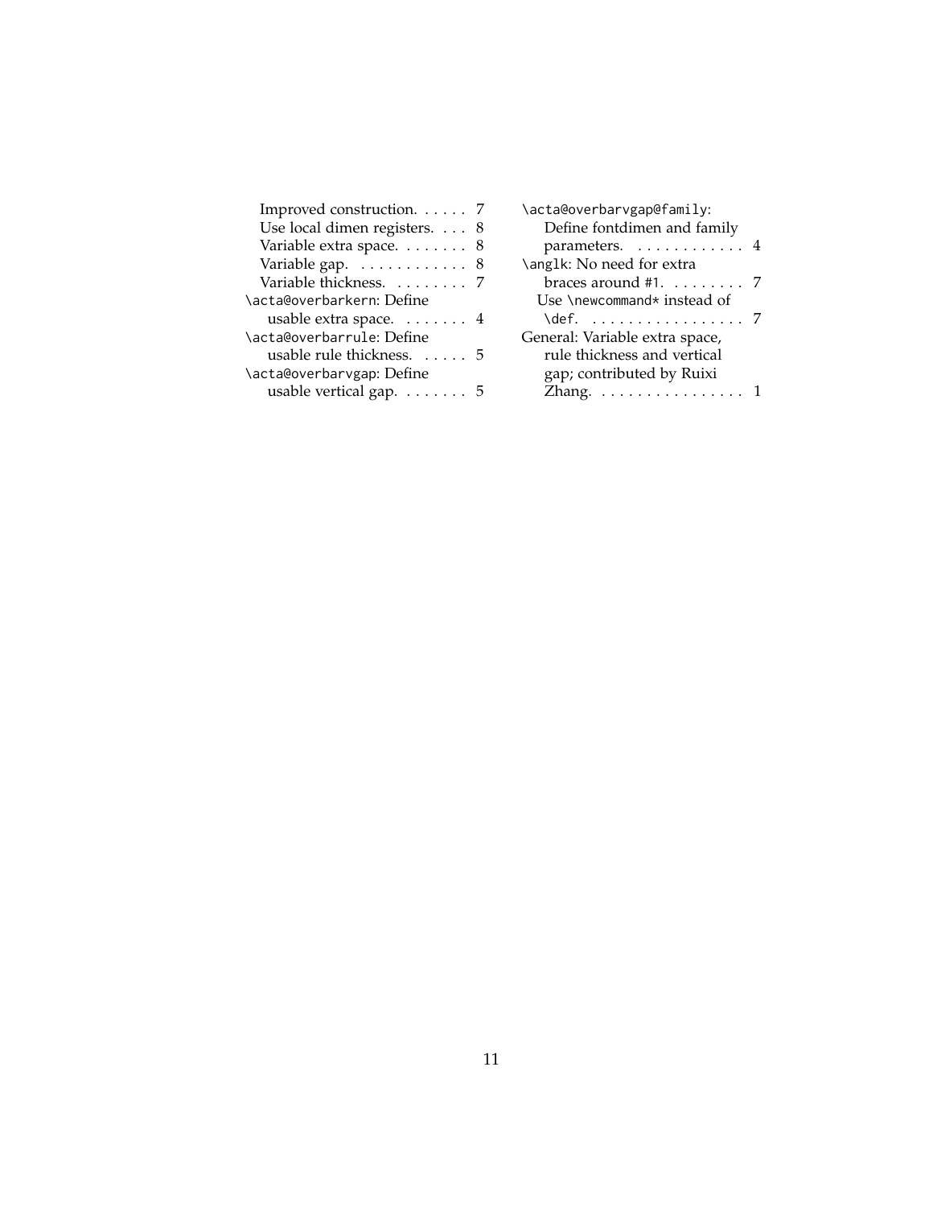Improved construction. . . . . . 7
Use local dimen registers. . . . 8
Variable extra space. . . . . . . . 8
Variable gap. . . . . . . . . . . . . 8
Variable thickness. . . . . . . . . 7

\acta@overbarkern: Define usable extra space. . . . . . . . 4

\acta@overbarrule: Define usable rule thickness. . . . . . 5

\acta@overbarvgap: Define usable vertical gap. . . . . . . . 5

\acta@overbarvgap@family: Define fontdimen and family parameters. . . . . . . . . . . . . 4

\anglk: No need for extra braces around #1. . . . . . . . . 7
Use \newcommand* instead of \def. . . . . . . . . . . . . . . . . . 7

General: Variable extra space, rule thickness and vertical gap; contributed by Ruixi Zhang. . . . . . . . . . . . . . . . . 1